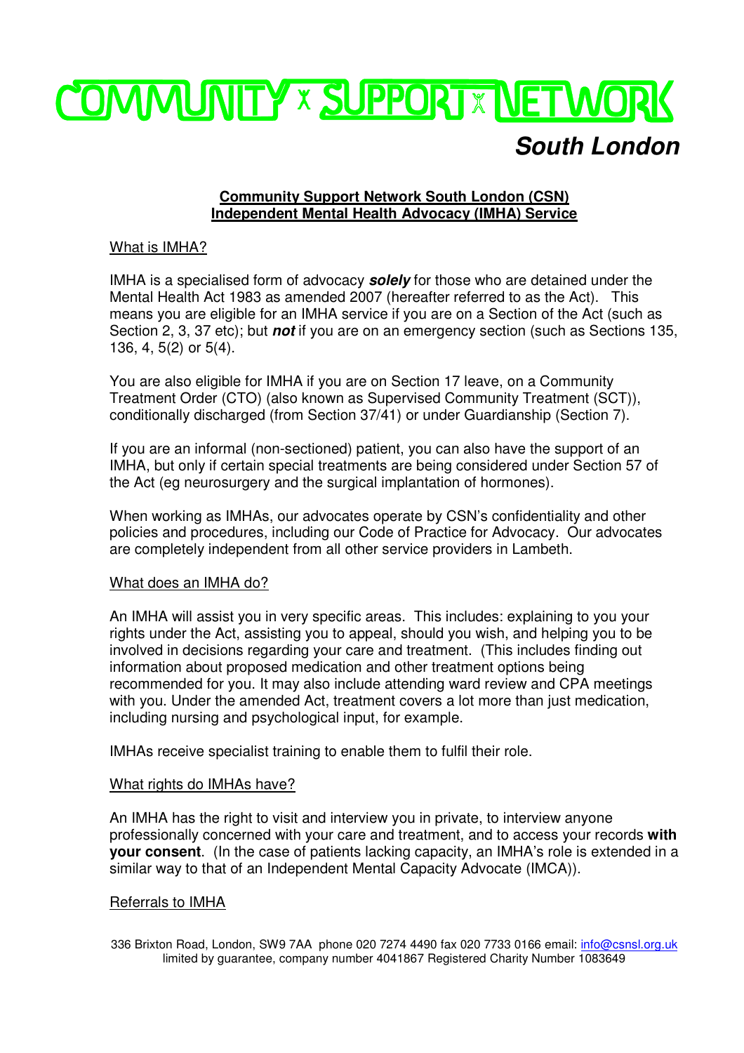# COMMUNITY SUPPORT NETWORK

## South London

**Community Support Network South London (CSN)**
**Independent Mental Health Advocacy (IMHA) Service**

### What is IMHA?

IMHA is a specialised form of advocacy ***solely*** for those who are detained under the Mental Health Act 1983 as amended 2007 (hereafter referred to as the Act). This means you are eligible for an IMHA service if you are on a Section of the Act (such as Section 2, 3, 37 etc); but ***not*** if you are on an emergency section (such as Sections 135, 136, 4, 5(2) or 5(4).

You are also eligible for IMHA if you are on Section 17 leave, on a Community Treatment Order (CTO) (also known as Supervised Community Treatment (SCT)), conditionally discharged (from Section 37/41) or under Guardianship (Section 7).

If you are an informal (non-sectioned) patient, you can also have the support of an IMHA, but only if certain special treatments are being considered under Section 57 of the Act (eg neurosurgery and the surgical implantation of hormones).

When working as IMHAs, our advocates operate by CSN's confidentiality and other policies and procedures, including our Code of Practice for Advocacy. Our advocates are completely independent from all other service providers in Lambeth.

### What does an IMHA do?

An IMHA will assist you in very specific areas. This includes: explaining to you your rights under the Act, assisting you to appeal, should you wish, and helping you to be involved in decisions regarding your care and treatment. (This includes finding out information about proposed medication and other treatment options being recommended for you. It may also include attending ward review and CPA meetings with you. Under the amended Act, treatment covers a lot more than just medication, including nursing and psychological input, for example.

IMHAs receive specialist training to enable them to fulfil their role.

### What rights do IMHAs have?

An IMHA has the right to visit and interview you in private, to interview anyone professionally concerned with your care and treatment, and to access your records **with your consent**. (In the case of patients lacking capacity, an IMHA's role is extended in a similar way to that of an Independent Mental Capacity Advocate (IMCA)).

### Referrals to IMHA

336 Brixton Road, London, SW9 7AA phone 020 7274 4490 fax 020 7733 0166 email: info@csnsl.org.uk
limited by guarantee, company number 4041867 Registered Charity Number 1083649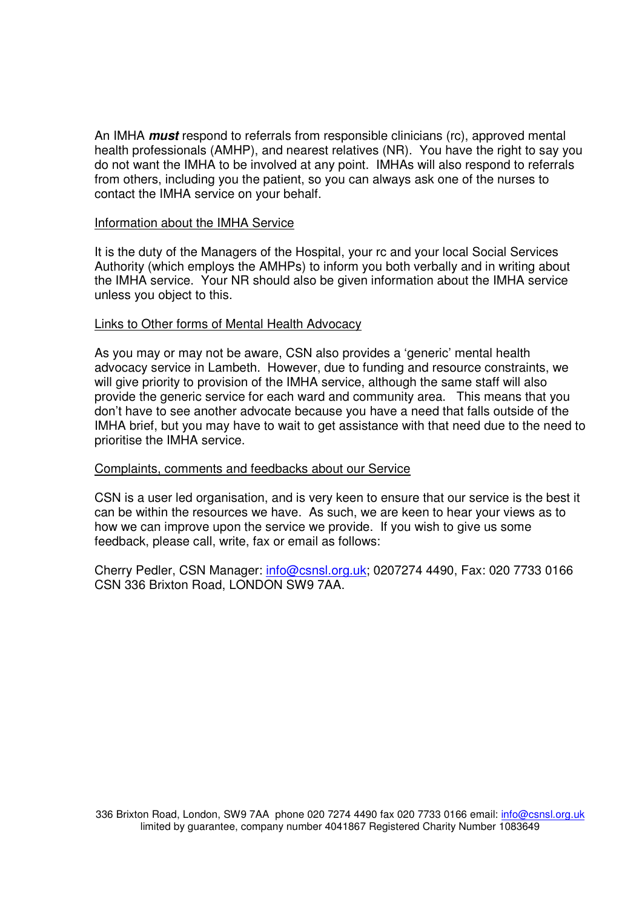An IMHA ***must*** respond to referrals from responsible clinicians (rc), approved mental health professionals (AMHP), and nearest relatives (NR). You have the right to say you do not want the IMHA to be involved at any point. IMHAs will also respond to referrals from others, including you the patient, so you can always ask one of the nurses to contact the IMHA service on your behalf.

<u>Information about the IMHA Service</u>

It is the duty of the Managers of the Hospital, your rc and your local Social Services Authority (which employs the AMHPs) to inform you both verbally and in writing about the IMHA service. Your NR should also be given information about the IMHA service unless you object to this.

<u>Links to Other forms of Mental Health Advocacy</u>

As you may or may not be aware, CSN also provides a 'generic' mental health advocacy service in Lambeth. However, due to funding and resource constraints, we will give priority to provision of the IMHA service, although the same staff will also provide the generic service for each ward and community area. This means that you don't have to see another advocate because you have a need that falls outside of the IMHA brief, but you may have to wait to get assistance with that need due to the need to prioritise the IMHA service.

<u>Complaints, comments and feedbacks about our Service</u>

CSN is a user led organisation, and is very keen to ensure that our service is the best it can be within the resources we have. As such, we are keen to hear your views as to how we can improve upon the service we provide. If you wish to give us some feedback, please call, write, fax or email as follows:

Cherry Pedler, CSN Manager: info@csnsl.org.uk; 0207274 4490, Fax: 020 7733 0166
CSN 336 Brixton Road, LONDON SW9 7AA.

336 Brixton Road, London, SW9 7AA phone 020 7274 4490 fax 020 7733 0166 email: info@csnsl.org.uk
limited by guarantee, company number 4041867 Registered Charity Number 1083649